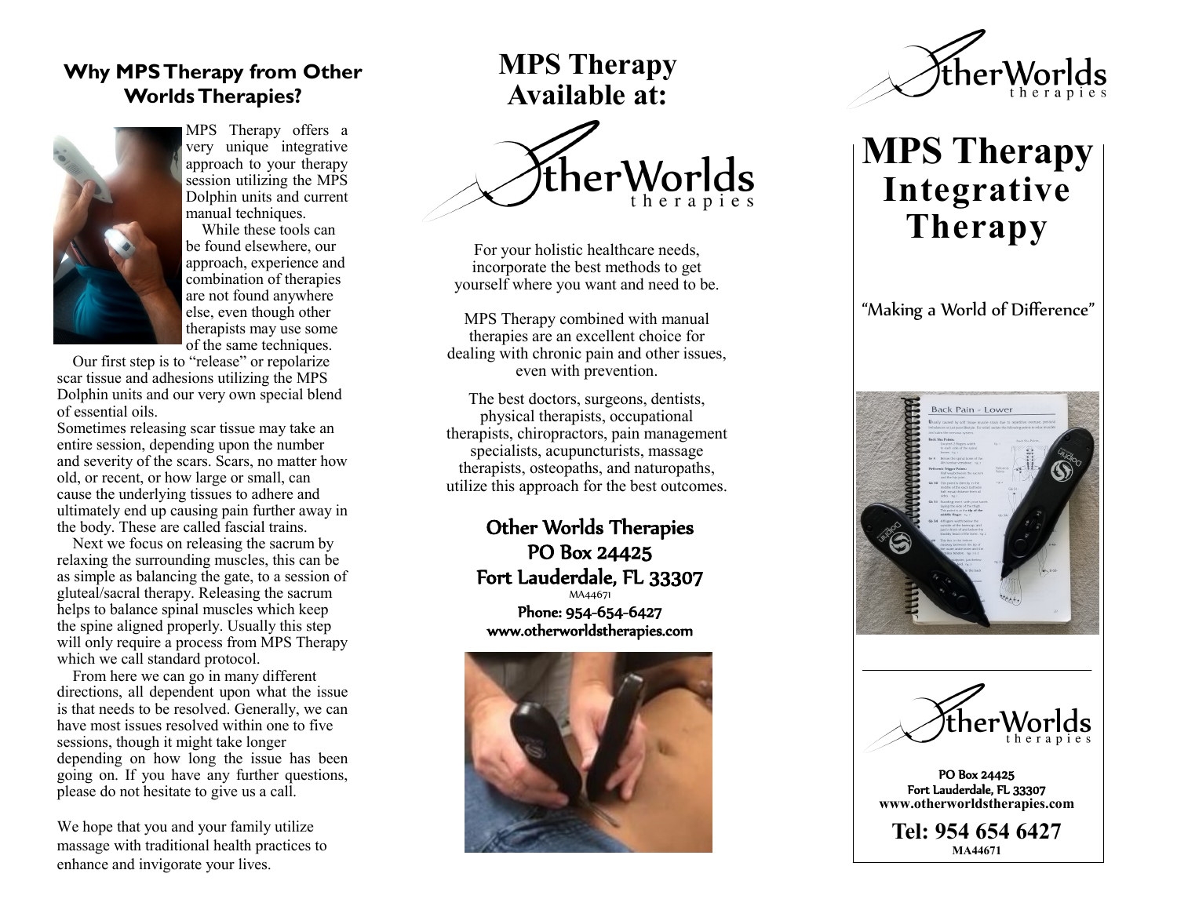## Why MPS Therapy from Other Worlds Therapies?

MPS Therapy offers a very unique integrative approach to your therapy session utilizing the MPS Dolphin units and current manual techniques.

While these tools can be found elsewhere, our approach, experience and combination of therapies are not found anywhere else, even though other therapists may use some of the same techniques.

Our first step is to "release" or repolarize scar tissue and adhesions utilizing the MPS Dolphin units and our very own special blend of essential oils.

Sometimes releasing scar tissue may take an entire session, depending upon the number and severity of the scars. Scars, no matter how old, or recent, or how large or small, can cause the underlying tissues to adhere and ultimately end up causing pain further away in the body. These are called fascial trains.

Next we focus on releasing the sacrum by relaxing the surrounding muscles, this can be as simple as balancing the gate, to a session of gluteal/sacral therapy. Releasing the sacrum helps to balance spinal muscles which keep the spine aligned properly. Usually this step will only require a process from MPS Therapy which we call standard protocol.

From here we can go in many different directions, all dependent upon what the issue is that needs to be resolved. Generally, we can have most issues resolved within one to five sessions, though it might take longer depending on how long the issue has been going on. If you have any further questions, please do not hesitate to give us a call.

We hope that you and your family utilize massage with traditional health practices to enhance and invigorate your lives.

## MPS Therapy Available at:

OtherWorlds therapies

For your holistic healthcare needs, incorporate the best methods to get yourself where you want and need to be.

MPS Therapy combined with manual therapies are an excellent choice for dealing with chronic pain and other issues, even with prevention.

The best doctors, surgeons, dentists, physical therapists, occupational therapists, chiropractors, pain management specialists, acupuncturists, massage therapists, osteopaths, and naturopaths, utilize this approach for the best outcomes.

**Other Worlds Therapies**
**PO Box 24425**
**Fort Lauderdale, FL 33307**
MA44671
**Phone: 954-654-6427**
**www.otherworldstherapies.com**

OtherWorlds therapies

# MPS Therapy Integrative Therapy

"Making a World of Difference"

OtherWorlds therapies

**PO Box 24425**
**Fort Lauderdale, FL 33307**
**www.otherworldstherapies.com**

**Tel: 954 654 6427**
**MA44671**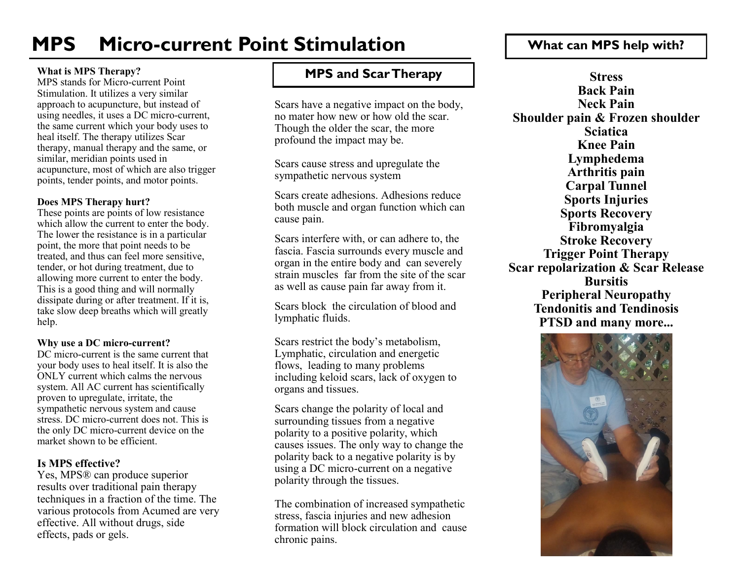# MPS Micro-current Point Stimulation

**What is MPS Therapy?**

MPS stands for Micro-current Point Stimulation. It utilizes a very similar approach to acupuncture, but instead of using needles, it uses a DC micro-current, the same current which your body uses to heal itself. The therapy utilizes Scar therapy, manual therapy and the same, or similar, meridian points used in acupuncture, most of which are also trigger points, tender points, and motor points.

**Does MPS Therapy hurt?**

These points are points of low resistance which allow the current to enter the body. The lower the resistance is in a particular point, the more that point needs to be treated, and thus can feel more sensitive, tender, or hot during treatment, due to allowing more current to enter the body. This is a good thing and will normally dissipate during or after treatment. If it is, take slow deep breaths which will greatly help.

**Why use a DC micro-current?**

DC micro-current is the same current that your body uses to heal itself. It is also the ONLY current which calms the nervous system. All AC current has scientifically proven to upregulate, irritate, the sympathetic nervous system and cause stress. DC micro-current does not. This is the only DC micro-current device on the market shown to be efficient.

**Is MPS effective?**

Yes, MPS® can produce superior results over traditional pain therapy techniques in a fraction of the time. The various protocols from Acumed are very effective. All without drugs, side effects, pads or gels.

## MPS and Scar Therapy

Scars have a negative impact on the body, no mater how new or how old the scar. Though the older the scar, the more profound the impact may be.

Scars cause stress and upregulate the sympathetic nervous system

Scars create adhesions. Adhesions reduce both muscle and organ function which can cause pain.

Scars interfere with, or can adhere to, the fascia. Fascia surrounds every muscle and organ in the entire body and can severely strain muscles far from the site of the scar as well as cause pain far away from it.

Scars block the circulation of blood and lymphatic fluids.

Scars restrict the body's metabolism, Lymphatic, circulation and energetic flows, leading to many problems including keloid scars, lack of oxygen to organs and tissues.

Scars change the polarity of local and surrounding tissues from a negative polarity to a positive polarity, which causes issues. The only way to change the polarity back to a negative polarity is by using a DC micro-current on a negative polarity through the tissues.

The combination of increased sympathetic stress, fascia injuries and new adhesion formation will block circulation and cause chronic pains.

## What can MPS help with?

**Stress**
**Back Pain**
**Neck Pain**
**Shoulder pain & Frozen shoulder**
**Sciatica**
**Knee Pain**
**Lymphedema**
**Arthritis pain**
**Carpal Tunnel**
**Sports Injuries**
**Sports Recovery**
**Fibromyalgia**
**Stroke Recovery**
**Trigger Point Therapy**
**Scar repolarization & Scar Release**
**Bursitis**
**Peripheral Neuropathy**
**Tendonitis and Tendinosis**
**PTSD and many more...**